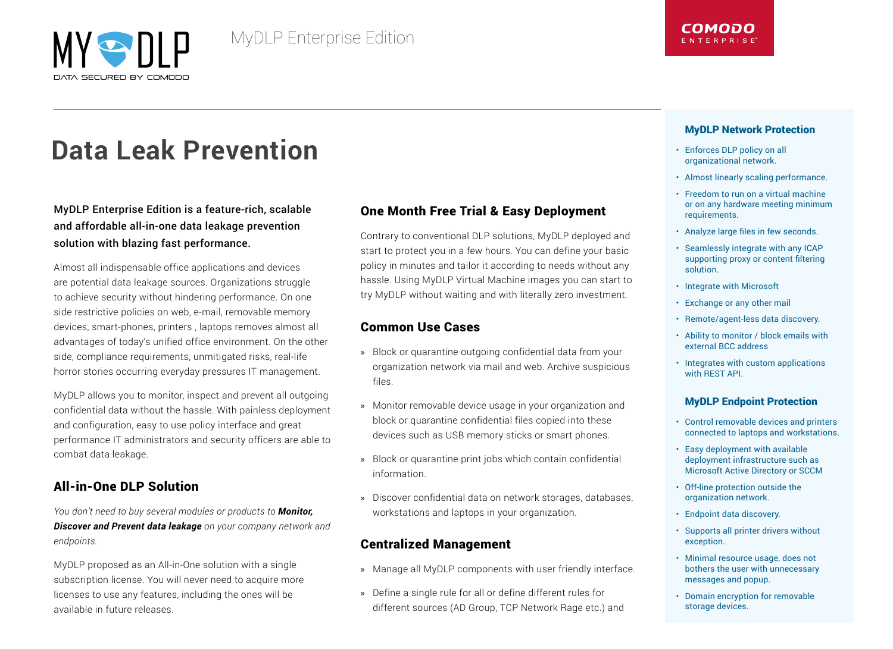MyDLP Enterprise Edition

# Data Leak Prevention

**MyDLP Enterprise Edition is a feature-rich, scalable and affordable all-in-one data leakage prevention solution with blazing fast performance.**

Almost all indispensable office applications and devices are potential data leakage sources. Organizations struggle to achieve security without hindering performance. On one side restrictive policies on web, e-mail, removable memory devices, smart-phones, printers , laptops removes almost all advantages of today's unified office environment. On the other side, compliance requirements, unmitigated risks, real-life horror stories occurring everyday pressures IT management.

MyDLP allows you to monitor, inspect and prevent all outgoing confidential data without the hassle. With painless deployment and configuration, easy to use policy interface and great performance IT administrators and security officers are able to combat data leakage.

## All-in-One DLP Solution

*You don't need to buy several modules or products to* ***Monitor, Discover and Prevent data leakage*** *on your company network and endpoints.*

MyDLP proposed as an All-in-One solution with a single subscription license. You will never need to acquire more licenses to use any features, including the ones will be available in future releases.

## One Month Free Trial & Easy Deployment

Contrary to conventional DLP solutions, MyDLP deployed and start to protect you in a few hours. You can define your basic policy in minutes and tailor it according to needs without any hassle. Using MyDLP Virtual Machine images you can start to try MyDLP without waiting and with literally zero investment.

## Common Use Cases

- Block or quarantine outgoing confidential data from your organization network via mail and web. Archive suspicious files.
- Monitor removable device usage in your organization and block or quarantine confidential files copied into these devices such as USB memory sticks or smart phones.
- Block or quarantine print jobs which contain confidential information.
- Discover confidential data on network storages, databases, workstations and laptops in your organization.

## Centralized Management

- Manage all MyDLP components with user friendly interface.
- Define a single rule for all or define different rules for different sources (AD Group, TCP Network Rage etc.) and

### MyDLP Network Protection

- Enforces DLP policy on all organizational network.
- Almost linearly scaling performance.
- Freedom to run on a virtual machine or on any hardware meeting minimum requirements.
- Analyze large files in few seconds.
- Seamlessly integrate with any ICAP supporting proxy or content filtering solution.
- Integrate with Microsoft
- Exchange or any other mail
- Remote/agent-less data discovery.
- Ability to monitor / block emails with external BCC address
- Integrates with custom applications with REST API.

### MyDLP Endpoint Protection

- Control removable devices and printers connected to laptops and workstations.
- Easy deployment with available deployment infrastructure such as Microsoft Active Directory or SCCM
- Off-line protection outside the organization network.
- Endpoint data discovery.
- Supports all printer drivers without exception.
- Minimal resource usage, does not bothers the user with unnecessary messages and popup.
- Domain encryption for removable storage devices.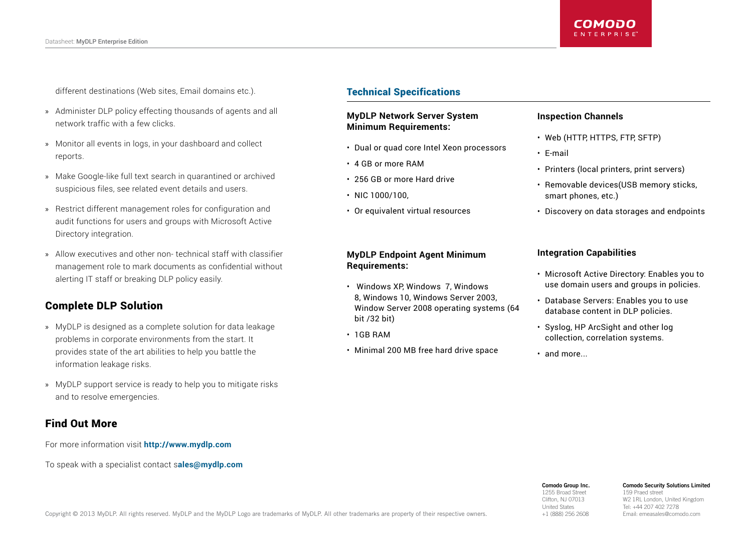different destinations (Web sites, Email domains etc.).

» Administer DLP policy effecting thousands of agents and all network traffic with a few clicks.

» Monitor all events in logs, in your dashboard and collect reports.

» Make Google-like full text search in quarantined or archived suspicious files, see related event details and users.

» Restrict different management roles for configuration and audit functions for users and groups with Microsoft Active Directory integration.

» Allow executives and other non- technical staff with classifier management role to mark documents as confidential without alerting IT staff or breaking DLP policy easily.

## Complete DLP Solution

» MyDLP is designed as a complete solution for data leakage problems in corporate environments from the start. It provides state of the art abilities to help you battle the information leakage risks.

» MyDLP support service is ready to help you to mitigate risks and to resolve emergencies.

## Find Out More

For more information visit **http://www.mydlp.com**

To speak with a specialist contact s**ales@mydlp.com**

## Technical Specifications

### MyDLP Network Server System Minimum Requirements:

- Dual or quad core Intel Xeon processors
- 4 GB or more RAM
- 256 GB or more Hard drive
- NIC 1000/100,
- Or equivalent virtual resources

### MyDLP Endpoint Agent Minimum Requirements:

- Windows XP, Windows 7, Windows 8, Windows 10, Windows Server 2003, Window Server 2008 operating systems (64 bit /32 bit)
- 1GB RAM
- Minimal 200 MB free hard drive space

### Inspection Channels

- Web (HTTP, HTTPS, FTP, SFTP)
- E-mail
- Printers (local printers, print servers)
- Removable devices(USB memory sticks, smart phones, etc.)
- Discovery on data storages and endpoints

### Integration Capabilities

- Microsoft Active Directory: Enables you to use domain users and groups in policies.
- Database Servers: Enables you to use database content in DLP policies.
- Syslog, HP ArcSight and other log collection, correlation systems.
- and more...

Copyright © 2013 MyDLP. All rights reserved. MyDLP and the MyDLP Logo are trademarks of MyDLP. All other trademarks are property of their respective owners.

**Comodo Group Inc.**
1255 Broad Street
Clifton, NJ 07013
United States
+1 (888) 256 2608

**Comodo Security Solutions Limited**
159 Praed street
W2 1RL London, United Kingdom
Tel: +44 207 402 7278
Email: emeasales@comodo.com